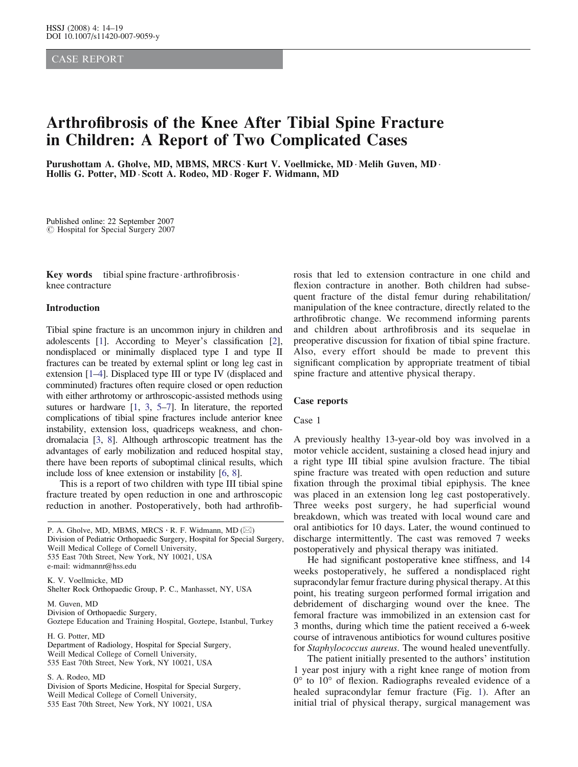CASE REPORT

# Arthrofibrosis of the Knee After Tibial Spine Fracture in Children: A Report of Two Complicated Cases

Purushottam A. Gholve, MD, MBMS, MRCS · Kurt V. Voellmicke, MD · Melih Guven, MD · Hollis G. Potter, MD · Scott A. Rodeo, MD · Roger F. Widmann, MD

Published online: 22 September 2007
© Hospital for Special Surgery 2007

**Key words** tibial spine fracture · arthrofibrosis · knee contracture

## Introduction

Tibial spine fracture is an uncommon injury in children and adolescents [1]. According to Meyer's classification [2], nondisplaced or minimally displaced type I and type II fractures can be treated by external splint or long leg cast in extension [1–4]. Displaced type III or type IV (displaced and comminuted) fractures often require closed or open reduction with either arthrotomy or arthroscopic-assisted methods using sutures or hardware [1, 3, 5–7]. In literature, the reported complications of tibial spine fractures include anterior knee instability, extension loss, quadriceps weakness, and chondromalacia [3, 8]. Although arthroscopic treatment has the advantages of early mobilization and reduced hospital stay, there have been reports of suboptimal clinical results, which include loss of knee extension or instability [6, 8].

This is a report of two children with type III tibial spine fracture treated by open reduction in one and arthroscopic reduction in another. Postoperatively, both had arthrofibrosis that led to extension contracture in one child and flexion contracture in another. Both children had subsequent fracture of the distal femur during rehabilitation/manipulation of the knee contracture, directly related to the arthrofibrotic change. We recommend informing parents and children about arthrofibrosis and its sequelae in preoperative discussion for fixation of tibial spine fracture. Also, every effort should be made to prevent this significant complication by appropriate treatment of tibial spine fracture and attentive physical therapy.

P. A. Gholve, MD, MBMS, MRCS · R. F. Widmann, MD (✉)
Division of Pediatric Orthopaedic Surgery, Hospital for Special Surgery, Weill Medical College of Cornell University, 535 East 70th Street, New York, NY 10021, USA
e-mail: widmannr@hss.edu

K. V. Voellmicke, MD
Shelter Rock Orthopaedic Group, P. C., Manhasset, NY, USA

M. Guven, MD
Division of Orthopaedic Surgery, Goztepe Education and Training Hospital, Goztepe, Istanbul, Turkey

H. G. Potter, MD
Department of Radiology, Hospital for Special Surgery, Weill Medical College of Cornell University, 535 East 70th Street, New York, NY 10021, USA

S. A. Rodeo, MD
Division of Sports Medicine, Hospital for Special Surgery, Weill Medical College of Cornell University, 535 East 70th Street, New York, NY 10021, USA

## Case reports

### Case 1

A previously healthy 13-year-old boy was involved in a motor vehicle accident, sustaining a closed head injury and a right type III tibial spine avulsion fracture. The tibial spine fracture was treated with open reduction and suture fixation through the proximal tibial epiphysis. The knee was placed in an extension long leg cast postoperatively. Three weeks post surgery, he had superficial wound breakdown, which was treated with local wound care and oral antibiotics for 10 days. Later, the wound continued to discharge intermittently. The cast was removed 7 weeks postoperatively and physical therapy was initiated.

He had significant postoperative knee stiffness, and 14 weeks postoperatively, he suffered a nondisplaced right supracondylar femur fracture during physical therapy. At this point, his treating surgeon performed formal irrigation and debridement of discharging wound over the knee. The femoral fracture was immobilized in an extension cast for 3 months, during which time the patient received a 6-week course of intravenous antibiotics for wound cultures positive for *Staphylococcus aureus*. The wound healed uneventfully.

The patient initially presented to the authors' institution 1 year post injury with a right knee range of motion from 0° to 10° of flexion. Radiographs revealed evidence of a healed supracondylar femur fracture (Fig. 1). After an initial trial of physical therapy, surgical management was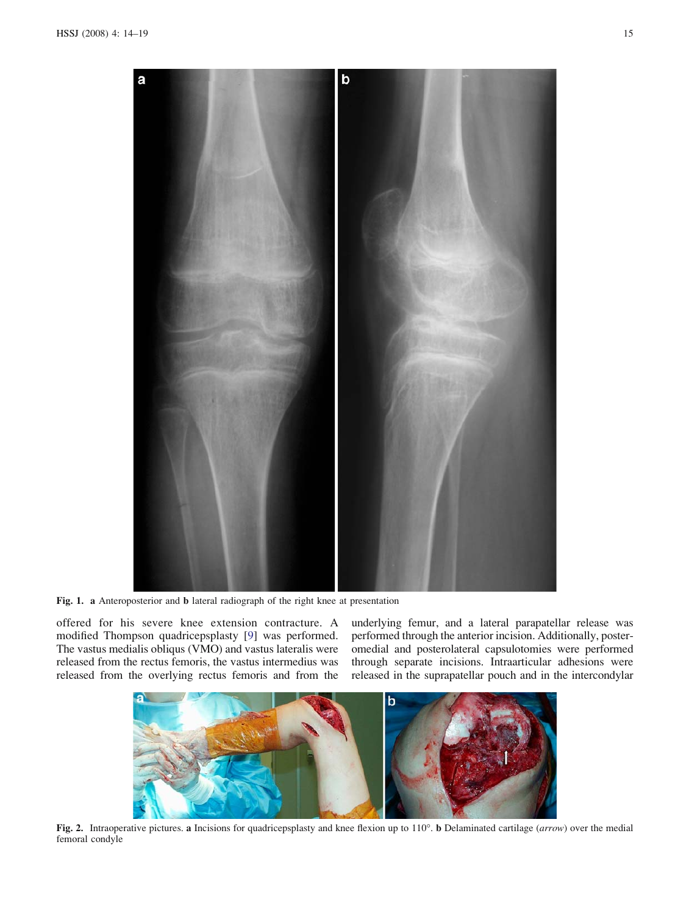Fig. 1. **a** Anteroposterior and **b** lateral radiograph of the right knee at presentation

offered for his severe knee extension contracture. A modified Thompson quadricepsplasty [9] was performed. The vastus medialis obliquus (VMO) and vastus lateralis were released from the rectus femoris, the vastus intermedius was released from the overlying rectus femoris and from the underlying femur, and a lateral parapatellar release was performed through the anterior incision. Additionally, posteromedial and posterolateral capsulotomies were performed through separate incisions. Intraarticular adhesions were released in the suprapatellar pouch and in the intercondylar

Fig. 2. Intraoperative pictures. **a** Incisions for quadricepsplasty and knee flexion up to 110°. **b** Delaminated cartilage (*arrow*) over the medial femoral condyle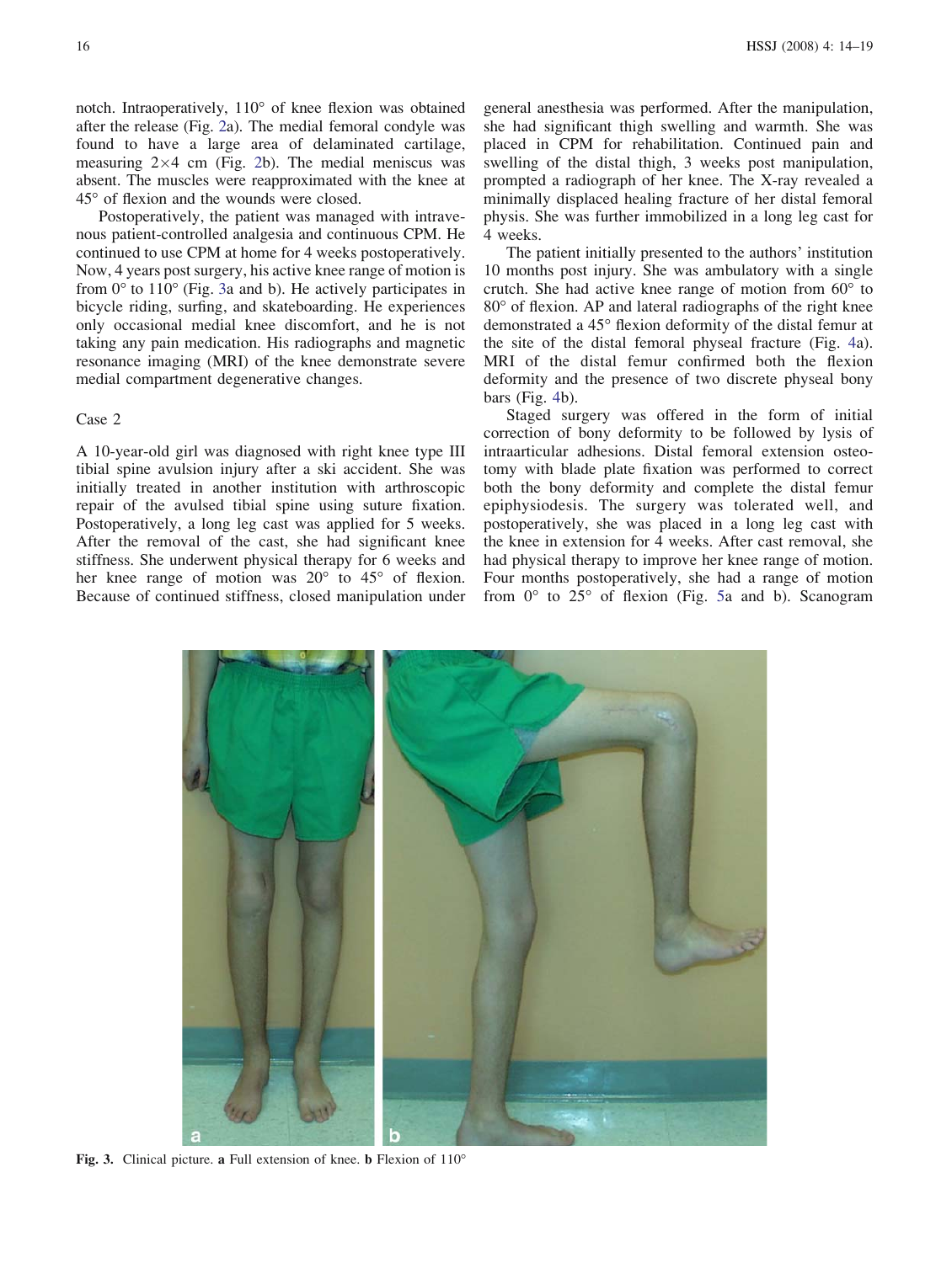notch. Intraoperatively, 110° of knee flexion was obtained after the release (Fig. 2a). The medial femoral condyle was found to have a large area of delaminated cartilage, measuring 2×4 cm (Fig. 2b). The medial meniscus was absent. The muscles were reapproximated with the knee at 45° of flexion and the wounds were closed.

Postoperatively, the patient was managed with intravenous patient-controlled analgesia and continuous CPM. He continued to use CPM at home for 4 weeks postoperatively. Now, 4 years post surgery, his active knee range of motion is from 0° to 110° (Fig. 3a and b). He actively participates in bicycle riding, surfing, and skateboarding. He experiences only occasional medial knee discomfort, and he is not taking any pain medication. His radiographs and magnetic resonance imaging (MRI) of the knee demonstrate severe medial compartment degenerative changes.

## Case 2

A 10-year-old girl was diagnosed with right knee type III tibial spine avulsion injury after a ski accident. She was initially treated in another institution with arthroscopic repair of the avulsed tibial spine using suture fixation. Postoperatively, a long leg cast was applied for 5 weeks. After the removal of the cast, she had significant knee stiffness. She underwent physical therapy for 6 weeks and her knee range of motion was 20° to 45° of flexion. Because of continued stiffness, closed manipulation under general anesthesia was performed. After the manipulation, she had significant thigh swelling and warmth. She was placed in CPM for rehabilitation. Continued pain and swelling of the distal thigh, 3 weeks post manipulation, prompted a radiograph of her knee. The X-ray revealed a minimally displaced healing fracture of her distal femoral physis. She was further immobilized in a long leg cast for 4 weeks.

The patient initially presented to the authors' institution 10 months post injury. She was ambulatory with a single crutch. She had active knee range of motion from 60° to 80° of flexion. AP and lateral radiographs of the right knee demonstrated a 45° flexion deformity of the distal femur at the site of the distal femoral physeal fracture (Fig. 4a). MRI of the distal femur confirmed both the flexion deformity and the presence of two discrete physeal bony bars (Fig. 4b).

Staged surgery was offered in the form of initial correction of bony deformity to be followed by lysis of intraarticular adhesions. Distal femoral extension osteotomy with blade plate fixation was performed to correct both the bony deformity and complete the distal femur epiphysiodesis. The surgery was tolerated well, and postoperatively, she was placed in a long leg cast with the knee in extension for 4 weeks. After cast removal, she had physical therapy to improve her knee range of motion. Four months postoperatively, she had a range of motion from 0° to 25° of flexion (Fig. 5a and b). Scanogram

**Fig. 3.** Clinical picture. **a** Full extension of knee. **b** Flexion of 110°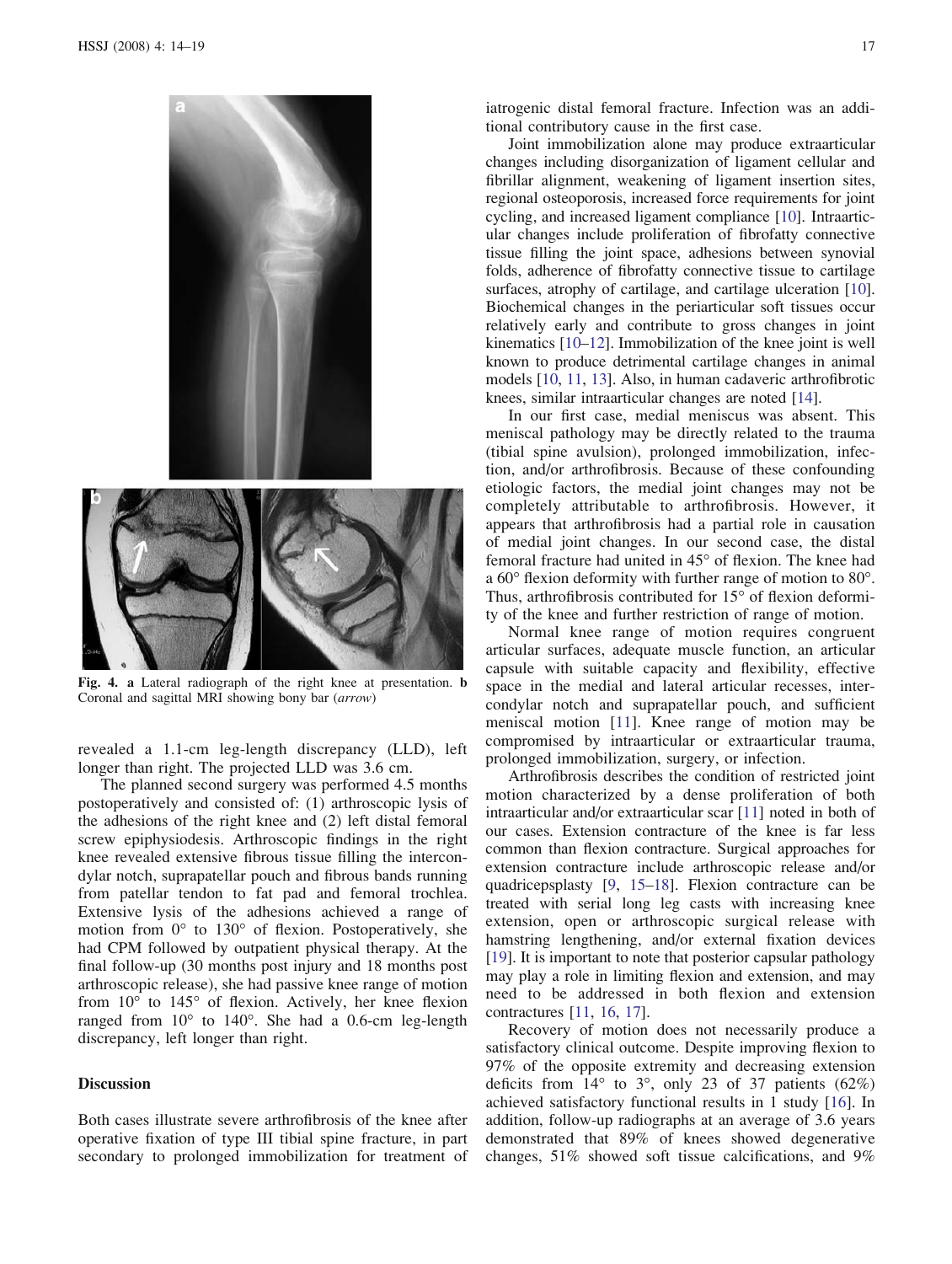Fig. 4. **a** Lateral radiograph of the right knee at presentation. **b** Coronal and sagittal MRI showing bony bar (*arrow*)

revealed a 1.1-cm leg-length discrepancy (LLD), left longer than right. The projected LLD was 3.6 cm.

The planned second surgery was performed 4.5 months postoperatively and consisted of: (1) arthroscopic lysis of the adhesions of the right knee and (2) left distal femoral screw epiphysiodesis. Arthroscopic findings in the right knee revealed extensive fibrous tissue filling the intercondylar notch, suprapatellar pouch and fibrous bands running from patellar tendon to fat pad and femoral trochlea. Extensive lysis of the adhesions achieved a range of motion from 0° to 130° of flexion. Postoperatively, she had CPM followed by outpatient physical therapy. At the final follow-up (30 months post injury and 18 months post arthroscopic release), she had passive knee range of motion from 10° to 145° of flexion. Actively, her knee flexion ranged from 10° to 140°. She had a 0.6-cm leg-length discrepancy, left longer than right.

## Discussion

Both cases illustrate severe arthrofibrosis of the knee after operative fixation of type III tibial spine fracture, in part secondary to prolonged immobilization for treatment of iatrogenic distal femoral fracture. Infection was an additional contributory cause in the first case.

Joint immobilization alone may produce extraarticular changes including disorganization of ligament cellular and fibrillar alignment, weakening of ligament insertion sites, regional osteoporosis, increased force requirements for joint cycling, and increased ligament compliance [10]. Intraarticular changes include proliferation of fibrofatty connective tissue filling the joint space, adhesions between synovial folds, adherence of fibrofatty connective tissue to cartilage surfaces, atrophy of cartilage, and cartilage ulceration [10]. Biochemical changes in the periarticular soft tissues occur relatively early and contribute to gross changes in joint kinematics [10–12]. Immobilization of the knee joint is well known to produce detrimental cartilage changes in animal models [10, 11, 13]. Also, in human cadaveric arthrofibrotic knees, similar intraarticular changes are noted [14].

In our first case, medial meniscus was absent. This meniscal pathology may be directly related to the trauma (tibial spine avulsion), prolonged immobilization, infection, and/or arthrofibrosis. Because of these confounding etiologic factors, the medial joint changes may not be completely attributable to arthrofibrosis. However, it appears that arthrofibrosis had a partial role in causation of medial joint changes. In our second case, the distal femoral fracture had united in 45° of flexion. The knee had a 60° flexion deformity with further range of motion to 80°. Thus, arthrofibrosis contributed for 15° of flexion deformity of the knee and further restriction of range of motion.

Normal knee range of motion requires congruent articular surfaces, adequate muscle function, an articular capsule with suitable capacity and flexibility, effective space in the medial and lateral articular recesses, intercondylar notch and suprapatellar pouch, and sufficient meniscal motion [11]. Knee range of motion may be compromised by intraarticular or extraarticular trauma, prolonged immobilization, surgery, or infection.

Arthrofibrosis describes the condition of restricted joint motion characterized by a dense proliferation of both intraarticular and/or extraarticular scar [11] noted in both of our cases. Extension contracture of the knee is far less common than flexion contracture. Surgical approaches for extension contracture include arthroscopic release and/or quadricepsplasty [9, 15–18]. Flexion contracture can be treated with serial long leg casts with increasing knee extension, open or arthroscopic surgical release with hamstring lengthening, and/or external fixation devices [19]. It is important to note that posterior capsular pathology may play a role in limiting flexion and extension, and may need to be addressed in both flexion and extension contractures [11, 16, 17].

Recovery of motion does not necessarily produce a satisfactory clinical outcome. Despite improving flexion to 97% of the opposite extremity and decreasing extension deficits from 14° to 3°, only 23 of 37 patients (62%) achieved satisfactory functional results in 1 study [16]. In addition, follow-up radiographs at an average of 3.6 years demonstrated that 89% of knees showed degenerative changes, 51% showed soft tissue calcifications, and 9%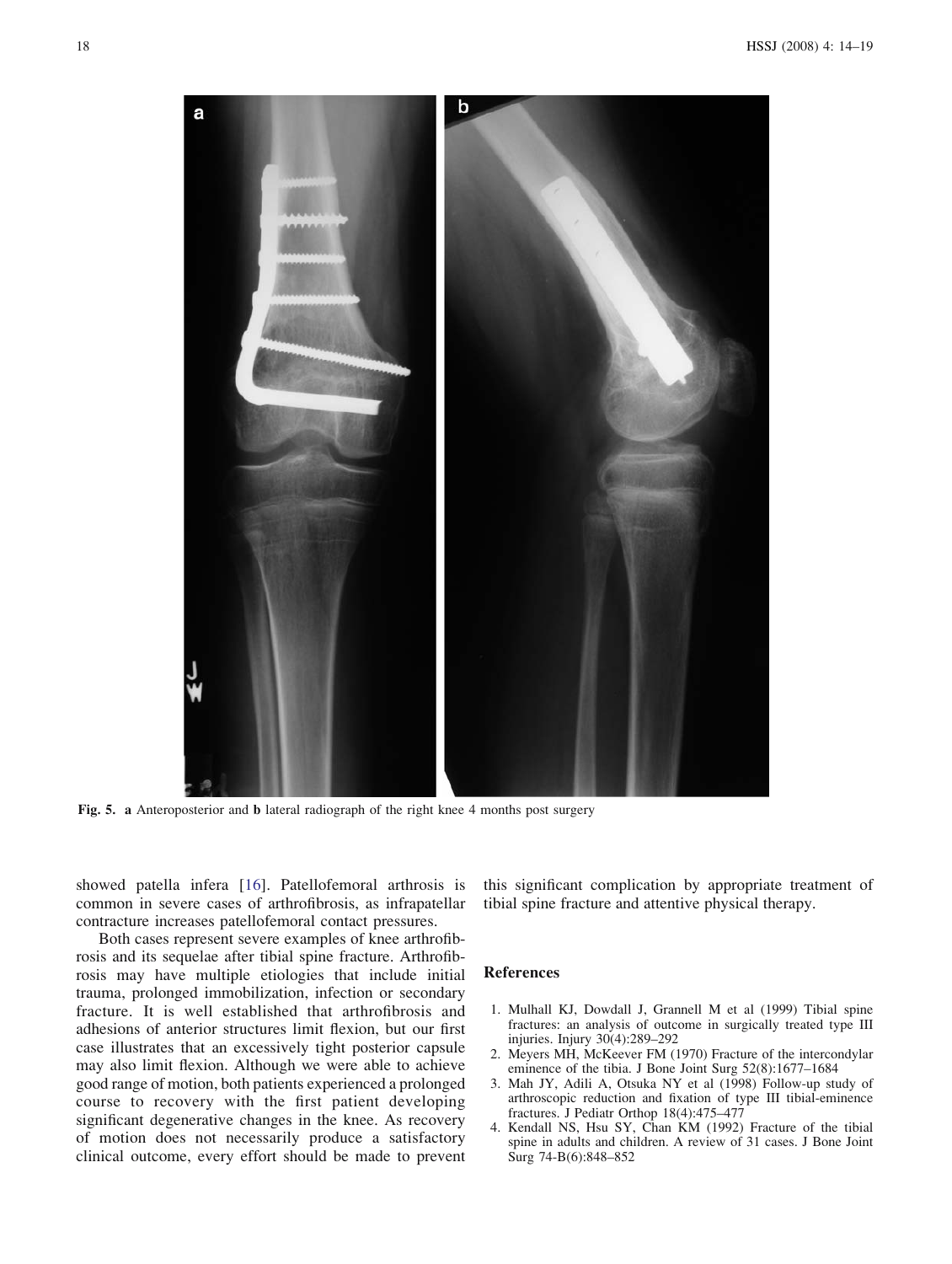Fig. 5. **a** Anteroposterior and **b** lateral radiograph of the right knee 4 months post surgery

showed patella infera [16]. Patellofemoral arthrosis is common in severe cases of arthrofibrosis, as infrapatellar contracture increases patellofemoral contact pressures.

Both cases represent severe examples of knee arthrofibrosis and its sequelae after tibial spine fracture. Arthrofibrosis may have multiple etiologies that include initial trauma, prolonged immobilization, infection or secondary fracture. It is well established that arthrofibrosis and adhesions of anterior structures limit flexion, but our first case illustrates that an excessively tight posterior capsule may also limit flexion. Although we were able to achieve good range of motion, both patients experienced a prolonged course to recovery with the first patient developing significant degenerative changes in the knee. As recovery of motion does not necessarily produce a satisfactory clinical outcome, every effort should be made to prevent this significant complication by appropriate treatment of tibial spine fracture and attentive physical therapy.

## References

1. Mulhall KJ, Dowdall J, Grannell M et al (1999) Tibial spine fractures: an analysis of outcome in surgically treated type III injuries. Injury 30(4):289–292
2. Meyers MH, McKeever FM (1970) Fracture of the intercondylar eminence of the tibia. J Bone Joint Surg 52(8):1677–1684
3. Mah JY, Adili A, Otsuka NY et al (1998) Follow-up study of arthroscopic reduction and fixation of type III tibial-eminence fractures. J Pediatr Orthop 18(4):475–477
4. Kendall NS, Hsu SY, Chan KM (1992) Fracture of the tibial spine in adults and children. A review of 31 cases. J Bone Joint Surg 74-B(6):848–852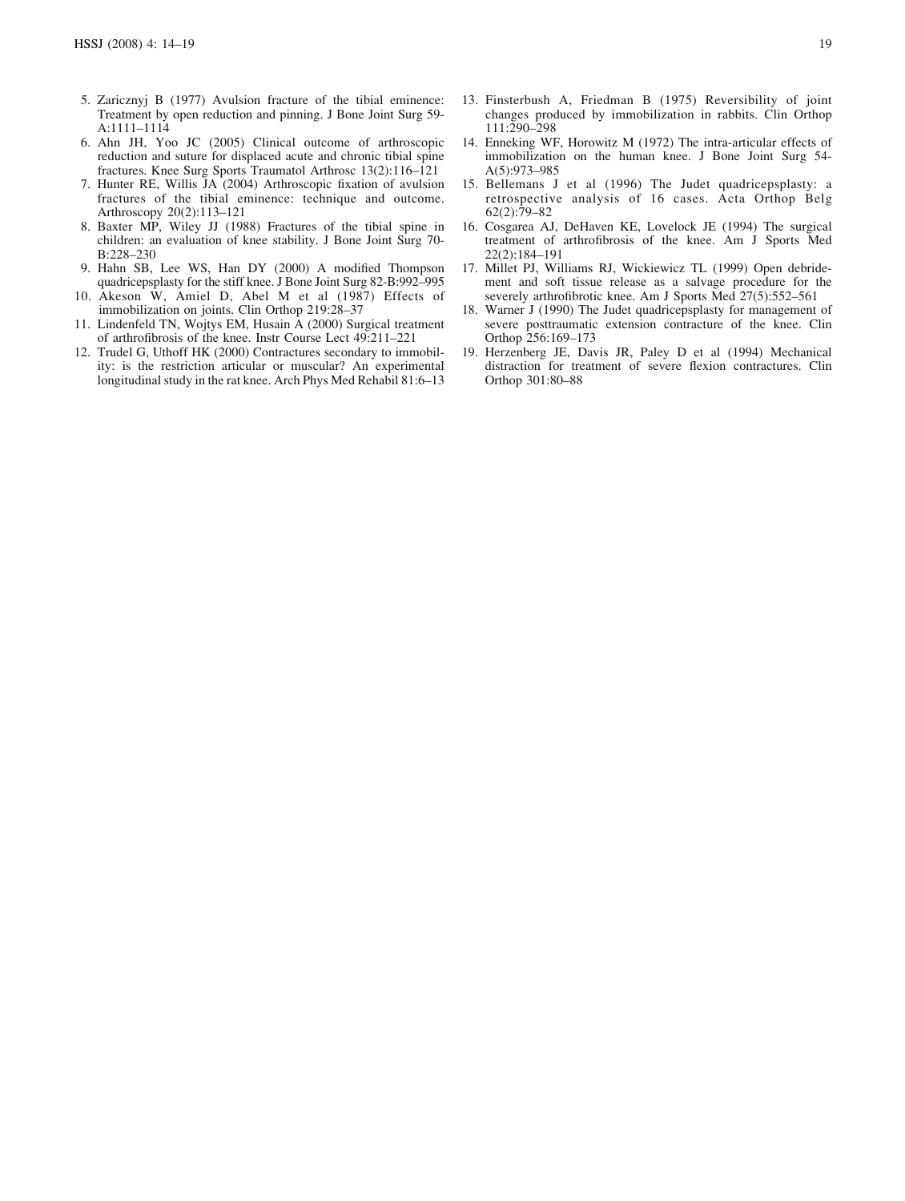5. Zaricznyj B (1977) Avulsion fracture of the tibial eminence: Treatment by open reduction and pinning. J Bone Joint Surg 59-A:1111–1114
6. Ahn JH, Yoo JC (2005) Clinical outcome of arthroscopic reduction and suture for displaced acute and chronic tibial spine fractures. Knee Surg Sports Traumatol Arthrosc 13(2):116–121
7. Hunter RE, Willis JA (2004) Arthroscopic fixation of avulsion fractures of the tibial eminence: technique and outcome. Arthroscopy 20(2):113–121
8. Baxter MP, Wiley JJ (1988) Fractures of the tibial spine in children: an evaluation of knee stability. J Bone Joint Surg 70-B:228–230
9. Hahn SB, Lee WS, Han DY (2000) A modified Thompson quadricepsplasty for the stiff knee. J Bone Joint Surg 82-B:992–995
10. Akeson W, Amiel D, Abel M et al (1987) Effects of immobilization on joints. Clin Orthop 219:28–37
11. Lindenfeld TN, Wojtys EM, Husain A (2000) Surgical treatment of arthrofibrosis of the knee. Instr Course Lect 49:211–221
12. Trudel G, Uthoff HK (2000) Contractures secondary to immobility: is the restriction articular or muscular? An experimental longitudinal study in the rat knee. Arch Phys Med Rehabil 81:6–13
13. Finsterbush A, Friedman B (1975) Reversibility of joint changes produced by immobilization in rabbits. Clin Orthop 111:290–298
14. Enneking WF, Horowitz M (1972) The intra-articular effects of immobilization on the human knee. J Bone Joint Surg 54-A(5):973–985
15. Bellemans J et al (1996) The Judet quadricepsplasty: a retrospective analysis of 16 cases. Acta Orthop Belg 62(2):79–82
16. Cosgarea AJ, DeHaven KE, Lovelock JE (1994) The surgical treatment of arthrofibrosis of the knee. Am J Sports Med 22(2):184–191
17. Millet PJ, Williams RJ, Wickiewicz TL (1999) Open debridement and soft tissue release as a salvage procedure for the severely arthrofibrotic knee. Am J Sports Med 27(5):552–561
18. Warner J (1990) The Judet quadricepsplasty for management of severe posttraumatic extension contracture of the knee. Clin Orthop 256:169–173
19. Herzenberg JE, Davis JR, Paley D et al (1994) Mechanical distraction for treatment of severe flexion contractures. Clin Orthop 301:80–88